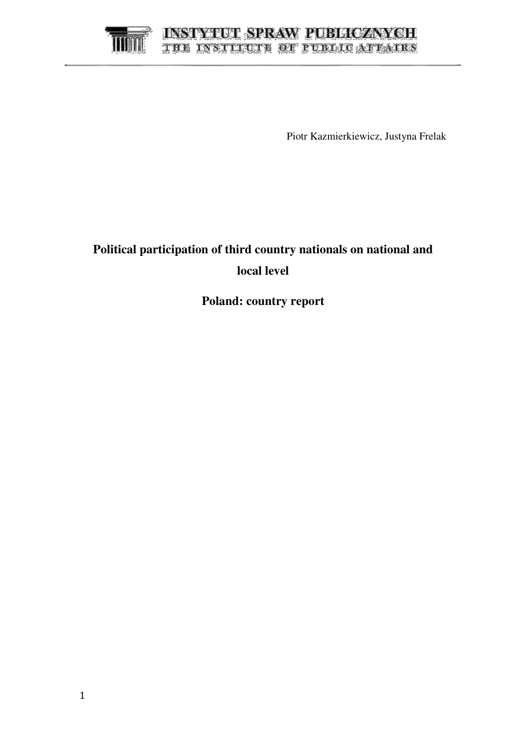INSTYTUT SPRAW PUBLICZNYCH
THE INSTITUTE OF PUBLIC AFFAIRS

Piotr Kazmierkiewicz, Justyna Frelak

# Political participation of third country nationals on national and local level

# Poland: country report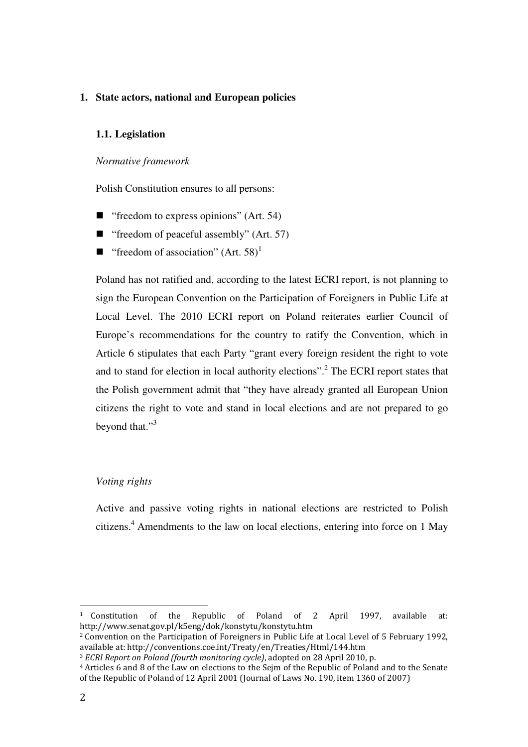## 1. State actors, national and European policies

### 1.1. Legislation

*Normative framework*

Polish Constitution ensures to all persons:

- "freedom to express opinions" (Art. 54)
- "freedom of peaceful assembly" (Art. 57)
- "freedom of association" (Art. 58)[1]

Poland has not ratified and, according to the latest ECRI report, is not planning to sign the European Convention on the Participation of Foreigners in Public Life at Local Level. The 2010 ECRI report on Poland reiterates earlier Council of Europe's recommendations for the country to ratify the Convention, which in Article 6 stipulates that each Party "grant every foreign resident the right to vote and to stand for election in local authority elections".[2] The ECRI report states that the Polish government admit that "they have already granted all European Union citizens the right to vote and stand in local elections and are not prepared to go beyond that."[3]

*Voting rights*

Active and passive voting rights in national elections are restricted to Polish citizens.[4] Amendments to the law on local elections, entering into force on 1 May

---

[1] Constitution of the Republic of Poland of 2 April 1997, available at: http://www.senat.gov.pl/k5eng/dok/konstytu/konstytu.htm

[2] Convention on the Participation of Foreigners in Public Life at Local Level of 5 February 1992, available at: http://conventions.coe.int/Treaty/en/Treaties/Html/144.htm

[3] *ECRI Report on Poland (fourth monitoring cycle)*, adopted on 28 April 2010, p.

[4] Articles 6 and 8 of the Law on elections to the Sejm of the Republic of Poland and to the Senate of the Republic of Poland of 12 April 2001 (Journal of Laws No. 190, item 1360 of 2007)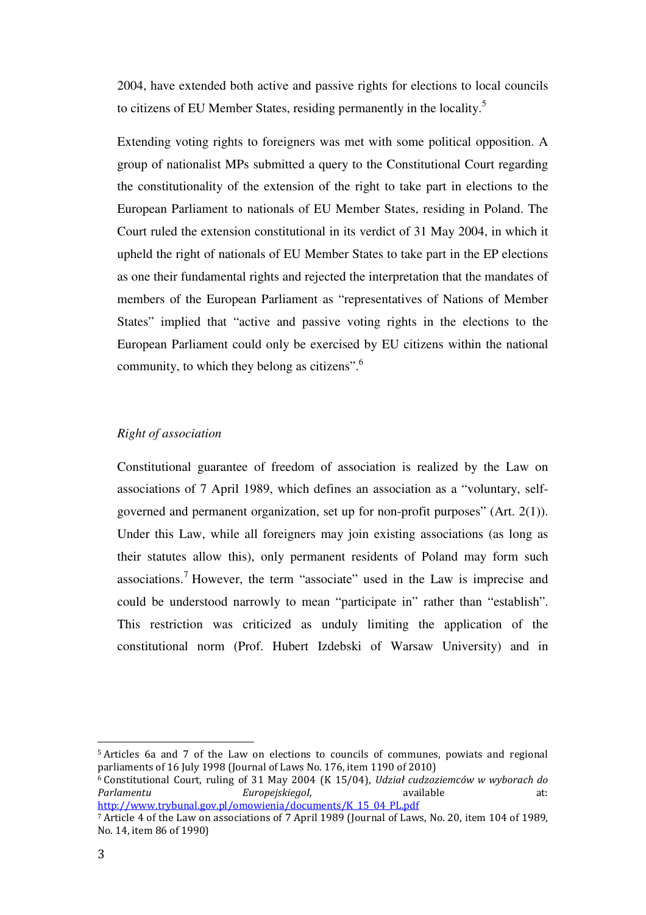2004, have extended both active and passive rights for elections to local councils to citizens of EU Member States, residing permanently in the locality.[5]

Extending voting rights to foreigners was met with some political opposition. A group of nationalist MPs submitted a query to the Constitutional Court regarding the constitutionality of the extension of the right to take part in elections to the European Parliament to nationals of EU Member States, residing in Poland. The Court ruled the extension constitutional in its verdict of 31 May 2004, in which it upheld the right of nationals of EU Member States to take part in the EP elections as one their fundamental rights and rejected the interpretation that the mandates of members of the European Parliament as "representatives of Nations of Member States" implied that "active and passive voting rights in the elections to the European Parliament could only be exercised by EU citizens within the national community, to which they belong as citizens".[6]

*Right of association*

Constitutional guarantee of freedom of association is realized by the Law on associations of 7 April 1989, which defines an association as a "voluntary, self-governed and permanent organization, set up for non-profit purposes" (Art. 2(1)). Under this Law, while all foreigners may join existing associations (as long as their statutes allow this), only permanent residents of Poland may form such associations.[7] However, the term "associate" used in the Law is imprecise and could be understood narrowly to mean "participate in" rather than "establish". This restriction was criticized as unduly limiting the application of the constitutional norm (Prof. Hubert Izdebski of Warsaw University) and in

---

[5] Articles 6a and 7 of the Law on elections to councils of communes, powiats and regional parliaments of 16 July 1998 (Journal of Laws No. 176, item 1190 of 2010)

[6] Constitutional Court, ruling of 31 May 2004 (K 15/04), *Udział cudzoziemców w wyborach do Parlamentu EuropejskiegoI,* available at: http://www.trybunal.gov.pl/omowienia/documents/K_15_04_PL.pdf

[7] Article 4 of the Law on associations of 7 April 1989 (Journal of Laws, No. 20, item 104 of 1989, No. 14, item 86 of 1990)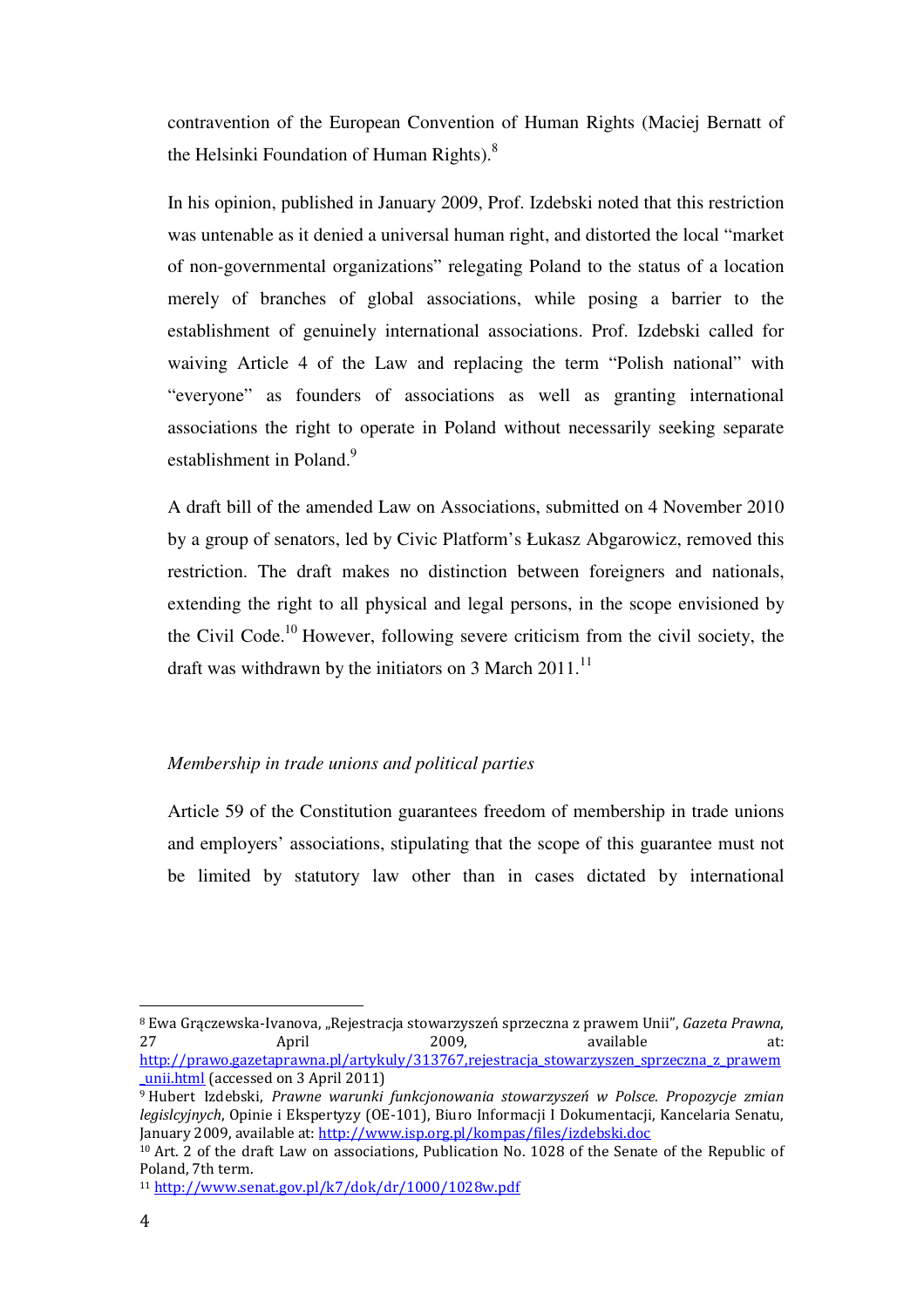contravention of the European Convention of Human Rights (Maciej Bernatt of the Helsinki Foundation of Human Rights).[8]

In his opinion, published in January 2009, Prof. Izdebski noted that this restriction was untenable as it denied a universal human right, and distorted the local "market of non-governmental organizations" relegating Poland to the status of a location merely of branches of global associations, while posing a barrier to the establishment of genuinely international associations. Prof. Izdebski called for waiving Article 4 of the Law and replacing the term "Polish national" with "everyone" as founders of associations as well as granting international associations the right to operate in Poland without necessarily seeking separate establishment in Poland.[9]

A draft bill of the amended Law on Associations, submitted on 4 November 2010 by a group of senators, led by Civic Platform's Łukasz Abgarowicz, removed this restriction. The draft makes no distinction between foreigners and nationals, extending the right to all physical and legal persons, in the scope envisioned by the Civil Code.[10] However, following severe criticism from the civil society, the draft was withdrawn by the initiators on 3 March 2011.[11]

*Membership in trade unions and political parties*

Article 59 of the Constitution guarantees freedom of membership in trade unions and employers' associations, stipulating that the scope of this guarantee must not be limited by statutory law other than in cases dictated by international

---

[8] Ewa Grączewska-Ivanova, „Rejestracja stowarzyszeń sprzeczna z prawem Unii", *Gazeta Prawna*, 27 April 2009, available at: http://prawo.gazetaprawna.pl/artykuly/313767,rejestracja_stowarzyszen_sprzeczna_z_prawem_unii.html (accessed on 3 April 2011)

[9] Hubert Izdebski, *Prawne warunki funkcjonowania stowarzyszeń w Polsce. Propozycje zmian legislcyjnych*, Opinie i Ekspertyzy (OE-101), Biuro Informacji I Dokumentacji, Kancelaria Senatu, January 2009, available at: http://www.isp.org.pl/kompas/files/izdebski.doc

[10] Art. 2 of the draft Law on associations, Publication No. 1028 of the Senate of the Republic of Poland, 7th term.

[11] http://www.senat.gov.pl/k7/dok/dr/1000/1028w.pdf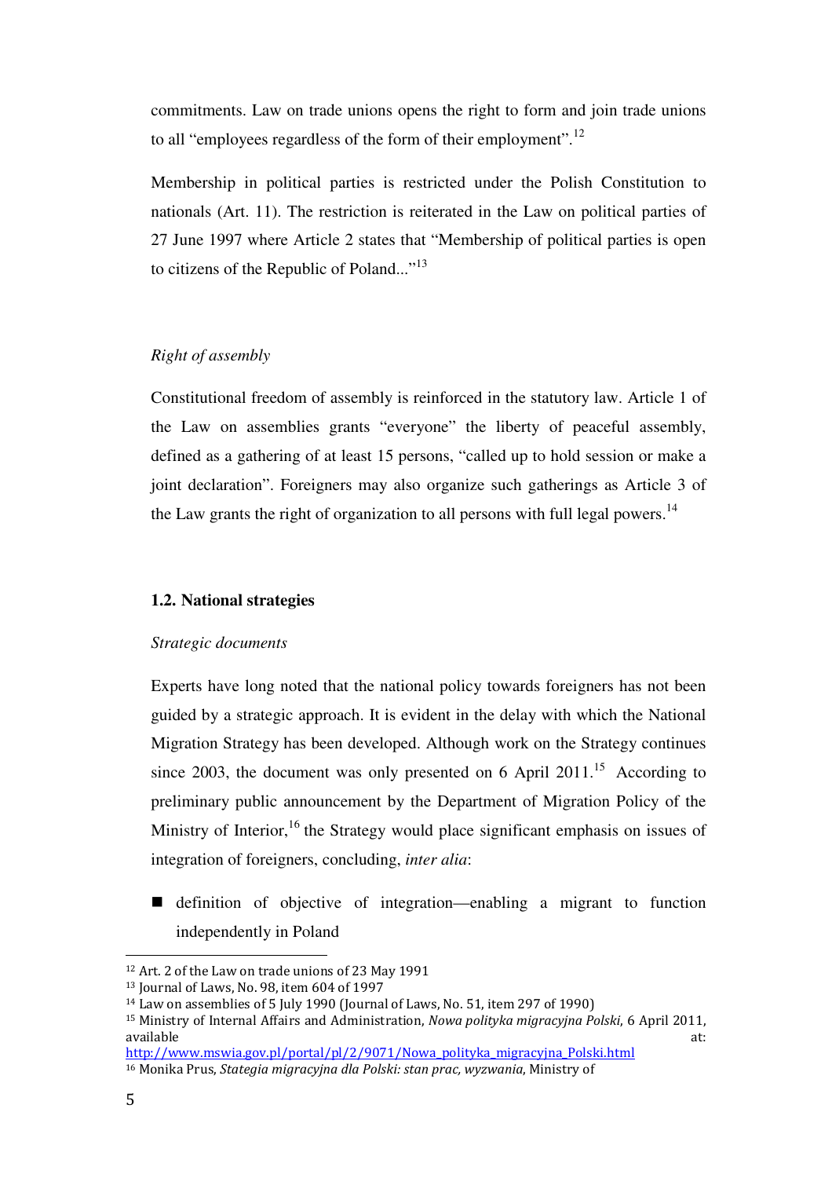commitments. Law on trade unions opens the right to form and join trade unions to all "employees regardless of the form of their employment".[12]

Membership in political parties is restricted under the Polish Constitution to nationals (Art. 11). The restriction is reiterated in the Law on political parties of 27 June 1997 where Article 2 states that "Membership of political parties is open to citizens of the Republic of Poland..."[13]

*Right of assembly*

Constitutional freedom of assembly is reinforced in the statutory law. Article 1 of the Law on assemblies grants "everyone" the liberty of peaceful assembly, defined as a gathering of at least 15 persons, "called up to hold session or make a joint declaration". Foreigners may also organize such gatherings as Article 3 of the Law grants the right of organization to all persons with full legal powers.[14]

### 1.2. National strategies

*Strategic documents*

Experts have long noted that the national policy towards foreigners has not been guided by a strategic approach. It is evident in the delay with which the National Migration Strategy has been developed. Although work on the Strategy continues since 2003, the document was only presented on 6 April 2011.[15] According to preliminary public announcement by the Department of Migration Policy of the Ministry of Interior,[16] the Strategy would place significant emphasis on issues of integration of foreigners, concluding, *inter alia*:

- definition of objective of integration—enabling a migrant to function independently in Poland

---

[12] Art. 2 of the Law on trade unions of 23 May 1991

[13] Journal of Laws, No. 98, item 604 of 1997

[14] Law on assemblies of 5 July 1990 (Journal of Laws, No. 51, item 297 of 1990)

[15] Ministry of Internal Affairs and Administration, *Nowa polityka migracyjna Polski*, 6 April 2011, available at: http://www.mswia.gov.pl/portal/pl/2/9071/Nowa_polityka_migracyjna_Polski.html

[16] Monika Prus, *Stategia migracyjna dla Polski: stan prac, wyzwania*, Ministry of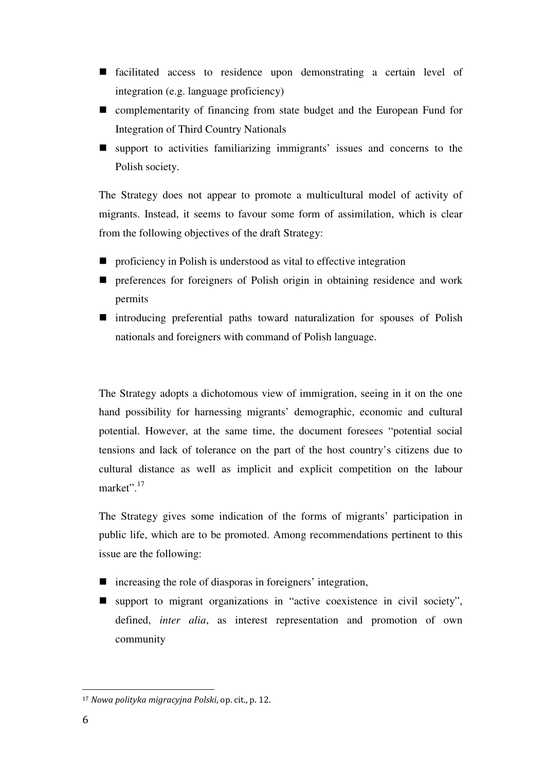- facilitated access to residence upon demonstrating a certain level of integration (e.g. language proficiency)
- complementarity of financing from state budget and the European Fund for Integration of Third Country Nationals
- support to activities familiarizing immigrants' issues and concerns to the Polish society.

The Strategy does not appear to promote a multicultural model of activity of migrants. Instead, it seems to favour some form of assimilation, which is clear from the following objectives of the draft Strategy:

- proficiency in Polish is understood as vital to effective integration
- preferences for foreigners of Polish origin in obtaining residence and work permits
- introducing preferential paths toward naturalization for spouses of Polish nationals and foreigners with command of Polish language.

The Strategy adopts a dichotomous view of immigration, seeing in it on the one hand possibility for harnessing migrants' demographic, economic and cultural potential. However, at the same time, the document foresees "potential social tensions and lack of tolerance on the part of the host country's citizens due to cultural distance as well as implicit and explicit competition on the labour market".[17]

The Strategy gives some indication of the forms of migrants' participation in public life, which are to be promoted. Among recommendations pertinent to this issue are the following:

- increasing the role of diasporas in foreigners' integration,
- support to migrant organizations in "active coexistence in civil society", defined, *inter alia*, as interest representation and promotion of own community

[17] *Nowa polityka migracyjna Polski*, op. cit., p. 12.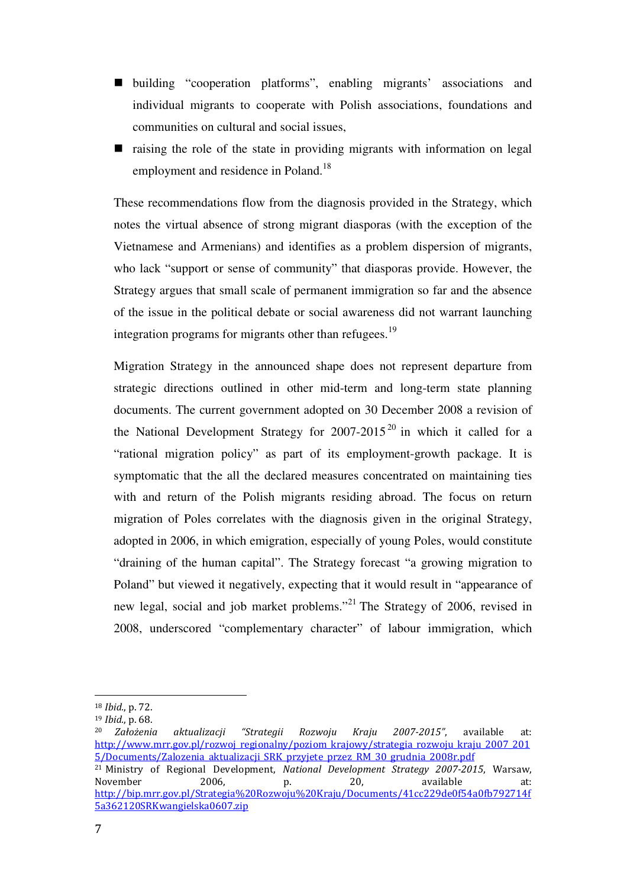- building "cooperation platforms", enabling migrants' associations and individual migrants to cooperate with Polish associations, foundations and communities on cultural and social issues,
- raising the role of the state in providing migrants with information on legal employment and residence in Poland.[18]

These recommendations flow from the diagnosis provided in the Strategy, which notes the virtual absence of strong migrant diasporas (with the exception of the Vietnamese and Armenians) and identifies as a problem dispersion of migrants, who lack "support or sense of community" that diasporas provide. However, the Strategy argues that small scale of permanent immigration so far and the absence of the issue in the political debate or social awareness did not warrant launching integration programs for migrants other than refugees.[19]

Migration Strategy in the announced shape does not represent departure from strategic directions outlined in other mid-term and long-term state planning documents. The current government adopted on 30 December 2008 a revision of the National Development Strategy for 2007-2015[20] in which it called for a "rational migration policy" as part of its employment-growth package. It is symptomatic that the all the declared measures concentrated on maintaining ties with and return of the Polish migrants residing abroad. The focus on return migration of Poles correlates with the diagnosis given in the original Strategy, adopted in 2006, in which emigration, especially of young Poles, would constitute "draining of the human capital". The Strategy forecast "a growing migration to Poland" but viewed it negatively, expecting that it would result in "appearance of new legal, social and job market problems."[21] The Strategy of 2006, revised in 2008, underscored "complementary character" of labour immigration, which

---

[18] *Ibid.*, p. 72.

[19] *Ibid.*, p. 68.

[20] *Założenia aktualizacji "Strategii Rozwoju Kraju 2007-2015"*, available at: http://www.mrr.gov.pl/rozwoj_regionalny/poziom_krajowy/strategia_rozwoju_kraju_2007_2015/Documents/Zalozenia_aktualizacji_SRK_przyjete_przez_RM_30_grudnia_2008r.pdf

[21] Ministry of Regional Development, *National Development Strategy 2007-2015*, Warsaw, November 2006, p. 20, available at: http://bip.mrr.gov.pl/Strategia%20Rozwoju%20Kraju/Documents/41cc229de0f54a0fb792714f5a362120SRKwangielska0607.zip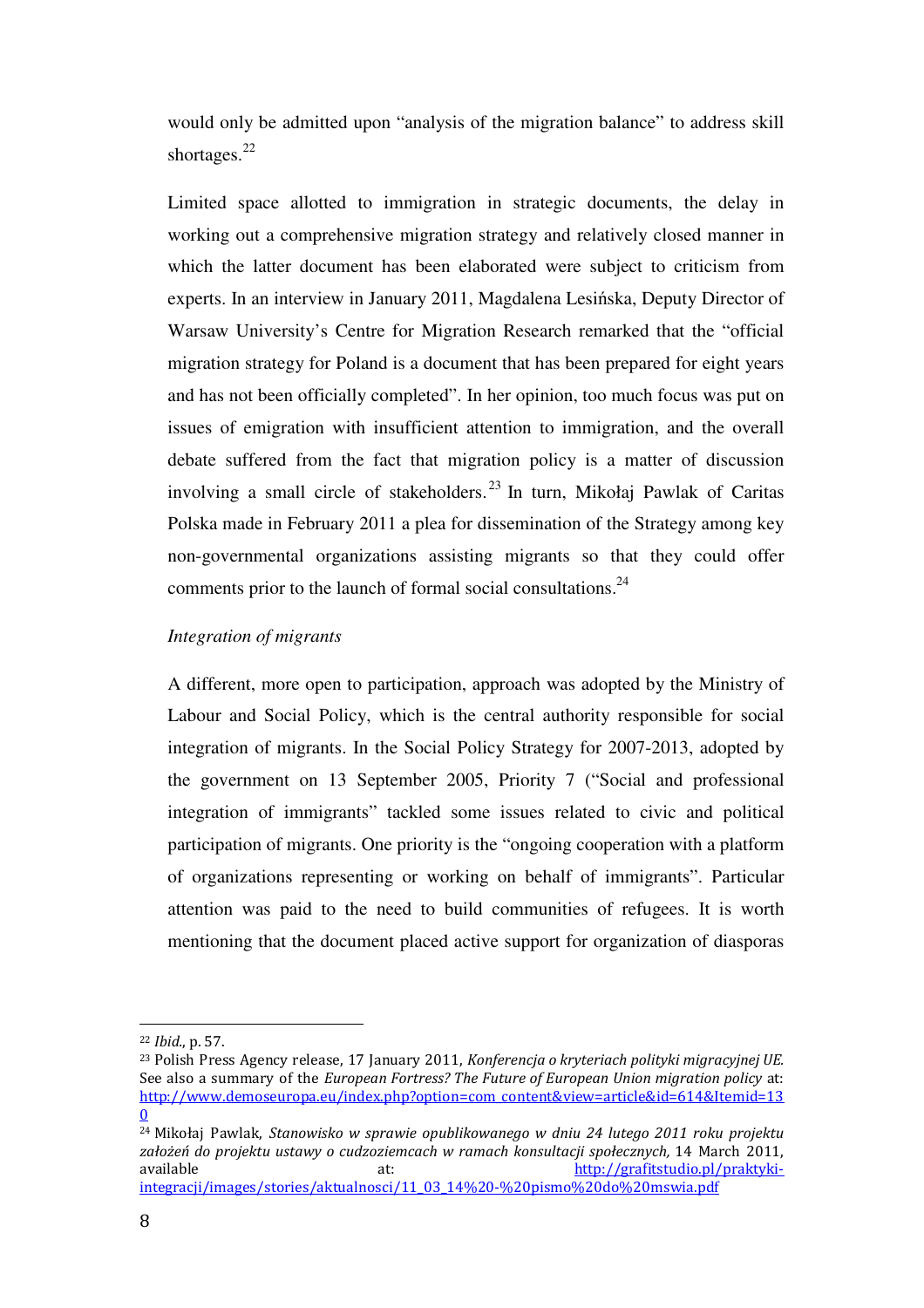would only be admitted upon "analysis of the migration balance" to address skill shortages.[22]

Limited space allotted to immigration in strategic documents, the delay in working out a comprehensive migration strategy and relatively closed manner in which the latter document has been elaborated were subject to criticism from experts. In an interview in January 2011, Magdalena Lesińska, Deputy Director of Warsaw University's Centre for Migration Research remarked that the "official migration strategy for Poland is a document that has been prepared for eight years and has not been officially completed". In her opinion, too much focus was put on issues of emigration with insufficient attention to immigration, and the overall debate suffered from the fact that migration policy is a matter of discussion involving a small circle of stakeholders.[23] In turn, Mikołaj Pawlak of Caritas Polska made in February 2011 a plea for dissemination of the Strategy among key non-governmental organizations assisting migrants so that they could offer comments prior to the launch of formal social consultations.[24]

*Integration of migrants*

A different, more open to participation, approach was adopted by the Ministry of Labour and Social Policy, which is the central authority responsible for social integration of migrants. In the Social Policy Strategy for 2007-2013, adopted by the government on 13 September 2005, Priority 7 ("Social and professional integration of immigrants" tackled some issues related to civic and political participation of migrants. One priority is the "ongoing cooperation with a platform of organizations representing or working on behalf of immigrants". Particular attention was paid to the need to build communities of refugees. It is worth mentioning that the document placed active support for organization of diasporas

---

[22] *Ibid.*, p. 57.

[23] Polish Press Agency release, 17 January 2011, *Konferencja o kryteriach polityki migracyjnej UE.* See also a summary of the *European Fortress? The Future of European Union migration policy* at: http://www.demoseuropa.eu/index.php?option=com_content&view=article&id=614&Itemid=130

[24] Mikołaj Pawlak, *Stanowisko w sprawie opublikowanego w dniu 24 lutego 2011 roku projektu założeń do projektu ustawy o cudzoziemcach w ramach konsultacji społecznych,* 14 March 2011, available at: http://grafitstudio.pl/praktyki-integracji/images/stories/aktualnosci/11_03_14%20-%20pismo%20do%20mswia.pdf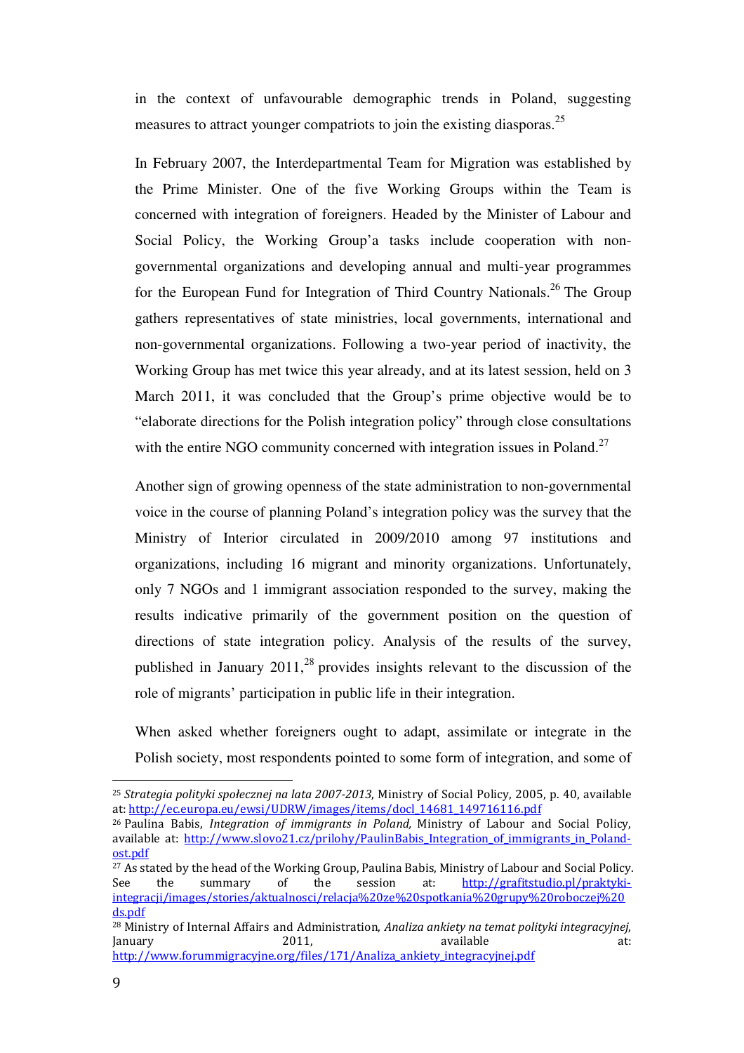in the context of unfavourable demographic trends in Poland, suggesting measures to attract younger compatriots to join the existing diasporas.[25]

In February 2007, the Interdepartmental Team for Migration was established by the Prime Minister. One of the five Working Groups within the Team is concerned with integration of foreigners. Headed by the Minister of Labour and Social Policy, the Working Group'a tasks include cooperation with non-governmental organizations and developing annual and multi-year programmes for the European Fund for Integration of Third Country Nationals.[26] The Group gathers representatives of state ministries, local governments, international and non-governmental organizations. Following a two-year period of inactivity, the Working Group has met twice this year already, and at its latest session, held on 3 March 2011, it was concluded that the Group's prime objective would be to "elaborate directions for the Polish integration policy" through close consultations with the entire NGO community concerned with integration issues in Poland.[27]

Another sign of growing openness of the state administration to non-governmental voice in the course of planning Poland's integration policy was the survey that the Ministry of Interior circulated in 2009/2010 among 97 institutions and organizations, including 16 migrant and minority organizations. Unfortunately, only 7 NGOs and 1 immigrant association responded to the survey, making the results indicative primarily of the government position on the question of directions of state integration policy. Analysis of the results of the survey, published in January 2011,[28] provides insights relevant to the discussion of the role of migrants' participation in public life in their integration.

When asked whether foreigners ought to adapt, assimilate or integrate in the Polish society, most respondents pointed to some form of integration, and some of

---

[25] *Strategia polityki społecznej na lata 2007-2013*, Ministry of Social Policy, 2005, p. 40, available at: http://ec.europa.eu/ewsi/UDRW/images/items/docl_14681_149716116.pdf

[26] Paulina Babis, *Integration of immigrants in Poland,* Ministry of Labour and Social Policy, available at: http://www.slovo21.cz/prilohy/PaulinBabis_Integration_of_immigrants_in_Poland-ost.pdf

[27] As stated by the head of the Working Group, Paulina Babis, Ministry of Labour and Social Policy. See the summary of the session at: http://grafitstudio.pl/praktyki-integracji/images/stories/aktualnosci/relacja%20ze%20spotkania%20grupy%20roboczej%20ds.pdf

[28] Ministry of Internal Affairs and Administration, *Analiza ankiety na temat polityki integracyjnej*, January 2011, available at: http://www.forummigracyjne.org/files/171/Analiza_ankiety_integracyjnej.pdf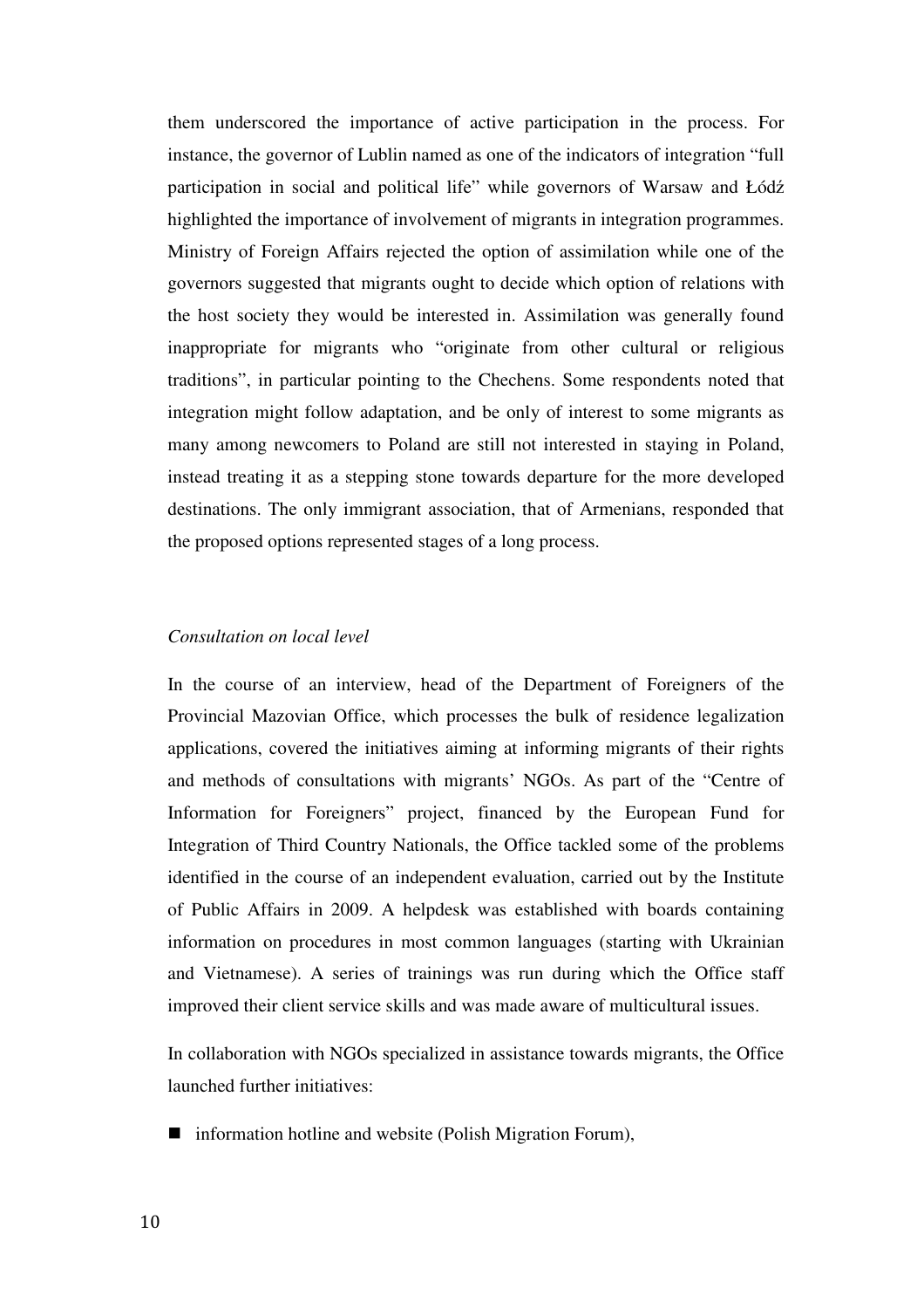them underscored the importance of active participation in the process. For instance, the governor of Lublin named as one of the indicators of integration "full participation in social and political life" while governors of Warsaw and Łódź highlighted the importance of involvement of migrants in integration programmes. Ministry of Foreign Affairs rejected the option of assimilation while one of the governors suggested that migrants ought to decide which option of relations with the host society they would be interested in. Assimilation was generally found inappropriate for migrants who "originate from other cultural or religious traditions", in particular pointing to the Chechens. Some respondents noted that integration might follow adaptation, and be only of interest to some migrants as many among newcomers to Poland are still not interested in staying in Poland, instead treating it as a stepping stone towards departure for the more developed destinations. The only immigrant association, that of Armenians, responded that the proposed options represented stages of a long process.

*Consultation on local level*

In the course of an interview, head of the Department of Foreigners of the Provincial Mazovian Office, which processes the bulk of residence legalization applications, covered the initiatives aiming at informing migrants of their rights and methods of consultations with migrants' NGOs. As part of the "Centre of Information for Foreigners" project, financed by the European Fund for Integration of Third Country Nationals, the Office tackled some of the problems identified in the course of an independent evaluation, carried out by the Institute of Public Affairs in 2009. A helpdesk was established with boards containing information on procedures in most common languages (starting with Ukrainian and Vietnamese). A series of trainings was run during which the Office staff improved their client service skills and was made aware of multicultural issues.

In collaboration with NGOs specialized in assistance towards migrants, the Office launched further initiatives:

- information hotline and website (Polish Migration Forum),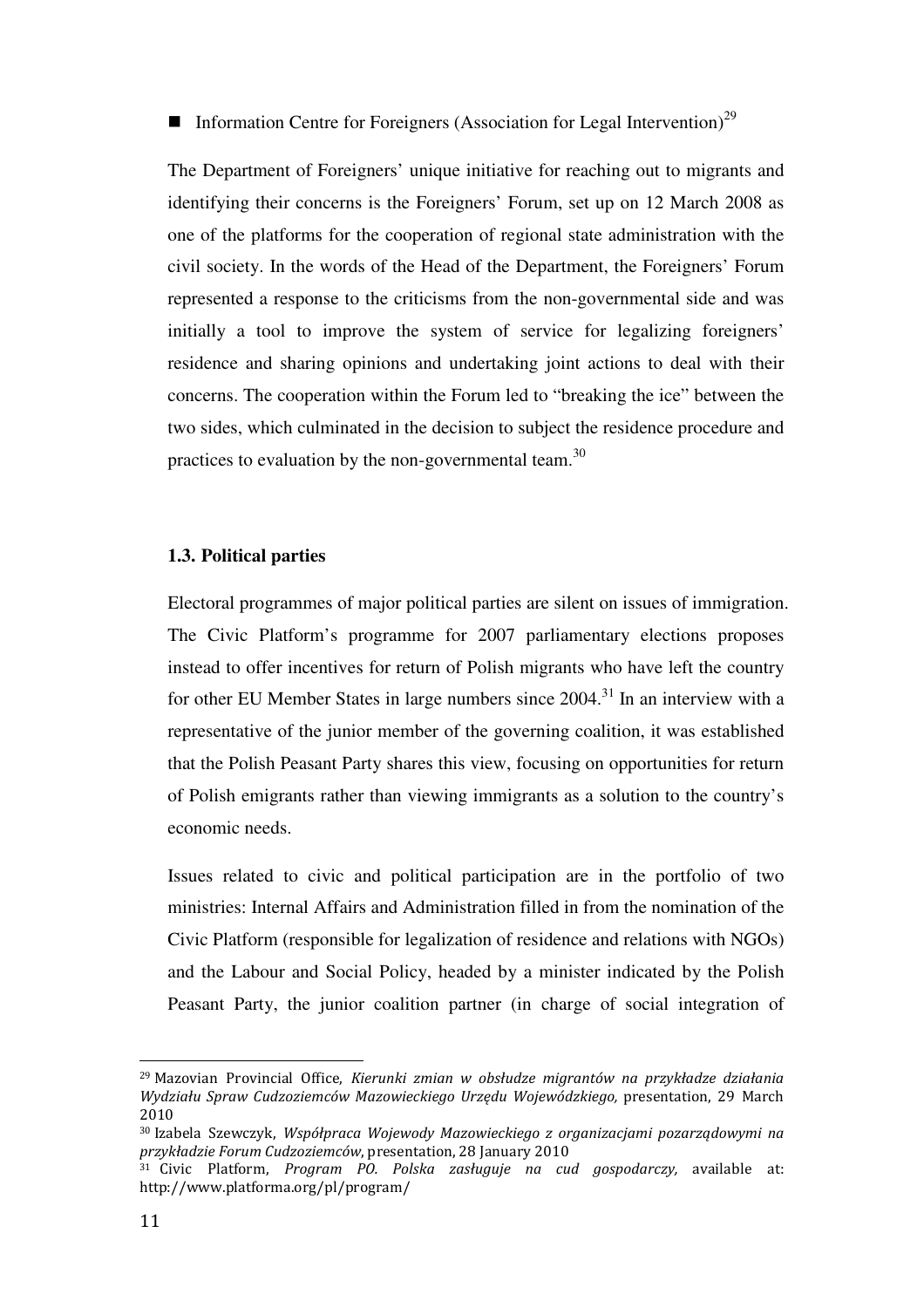- Information Centre for Foreigners (Association for Legal Intervention)[29]

The Department of Foreigners' unique initiative for reaching out to migrants and identifying their concerns is the Foreigners' Forum, set up on 12 March 2008 as one of the platforms for the cooperation of regional state administration with the civil society. In the words of the Head of the Department, the Foreigners' Forum represented a response to the criticisms from the non-governmental side and was initially a tool to improve the system of service for legalizing foreigners' residence and sharing opinions and undertaking joint actions to deal with their concerns. The cooperation within the Forum led to "breaking the ice" between the two sides, which culminated in the decision to subject the residence procedure and practices to evaluation by the non-governmental team.[30]

### 1.3. Political parties

Electoral programmes of major political parties are silent on issues of immigration. The Civic Platform's programme for 2007 parliamentary elections proposes instead to offer incentives for return of Polish migrants who have left the country for other EU Member States in large numbers since 2004.[31] In an interview with a representative of the junior member of the governing coalition, it was established that the Polish Peasant Party shares this view, focusing on opportunities for return of Polish emigrants rather than viewing immigrants as a solution to the country's economic needs.

Issues related to civic and political participation are in the portfolio of two ministries: Internal Affairs and Administration filled in from the nomination of the Civic Platform (responsible for legalization of residence and relations with NGOs) and the Labour and Social Policy, headed by a minister indicated by the Polish Peasant Party, the junior coalition partner (in charge of social integration of

---

[29] Mazovian Provincial Office, *Kierunki zmian w obsłudze migrantów na przykładze działania Wydziału Spraw Cudzoziemców Mazowieckiego Urzędu Wojewódzkiego,* presentation, 29 March 2010

[30] Izabela Szewczyk, *Współpraca Wojewody Mazowieckiego z organizacjami pozarządowymi na przykładzie Forum Cudzoziemców*, presentation, 28 January 2010

[31] Civic Platform, *Program PO. Polska zasługuje na cud gospodarczy,* available at: http://www.platforma.org/pl/program/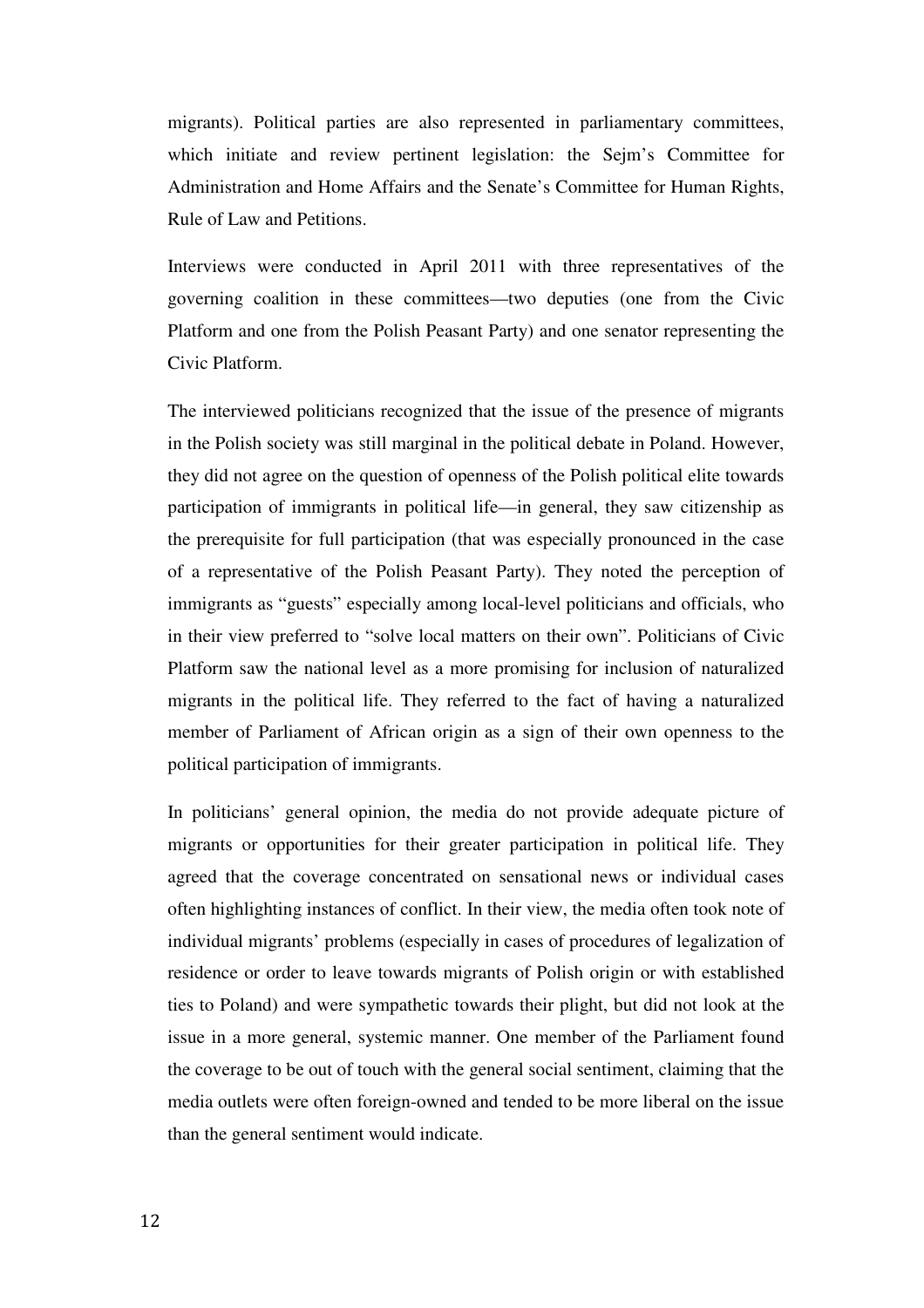migrants). Political parties are also represented in parliamentary committees, which initiate and review pertinent legislation: the Sejm's Committee for Administration and Home Affairs and the Senate's Committee for Human Rights, Rule of Law and Petitions.

Interviews were conducted in April 2011 with three representatives of the governing coalition in these committees—two deputies (one from the Civic Platform and one from the Polish Peasant Party) and one senator representing the Civic Platform.

The interviewed politicians recognized that the issue of the presence of migrants in the Polish society was still marginal in the political debate in Poland. However, they did not agree on the question of openness of the Polish political elite towards participation of immigrants in political life—in general, they saw citizenship as the prerequisite for full participation (that was especially pronounced in the case of a representative of the Polish Peasant Party). They noted the perception of immigrants as "guests" especially among local-level politicians and officials, who in their view preferred to "solve local matters on their own". Politicians of Civic Platform saw the national level as a more promising for inclusion of naturalized migrants in the political life. They referred to the fact of having a naturalized member of Parliament of African origin as a sign of their own openness to the political participation of immigrants.

In politicians' general opinion, the media do not provide adequate picture of migrants or opportunities for their greater participation in political life. They agreed that the coverage concentrated on sensational news or individual cases often highlighting instances of conflict. In their view, the media often took note of individual migrants' problems (especially in cases of procedures of legalization of residence or order to leave towards migrants of Polish origin or with established ties to Poland) and were sympathetic towards their plight, but did not look at the issue in a more general, systemic manner. One member of the Parliament found the coverage to be out of touch with the general social sentiment, claiming that the media outlets were often foreign-owned and tended to be more liberal on the issue than the general sentiment would indicate.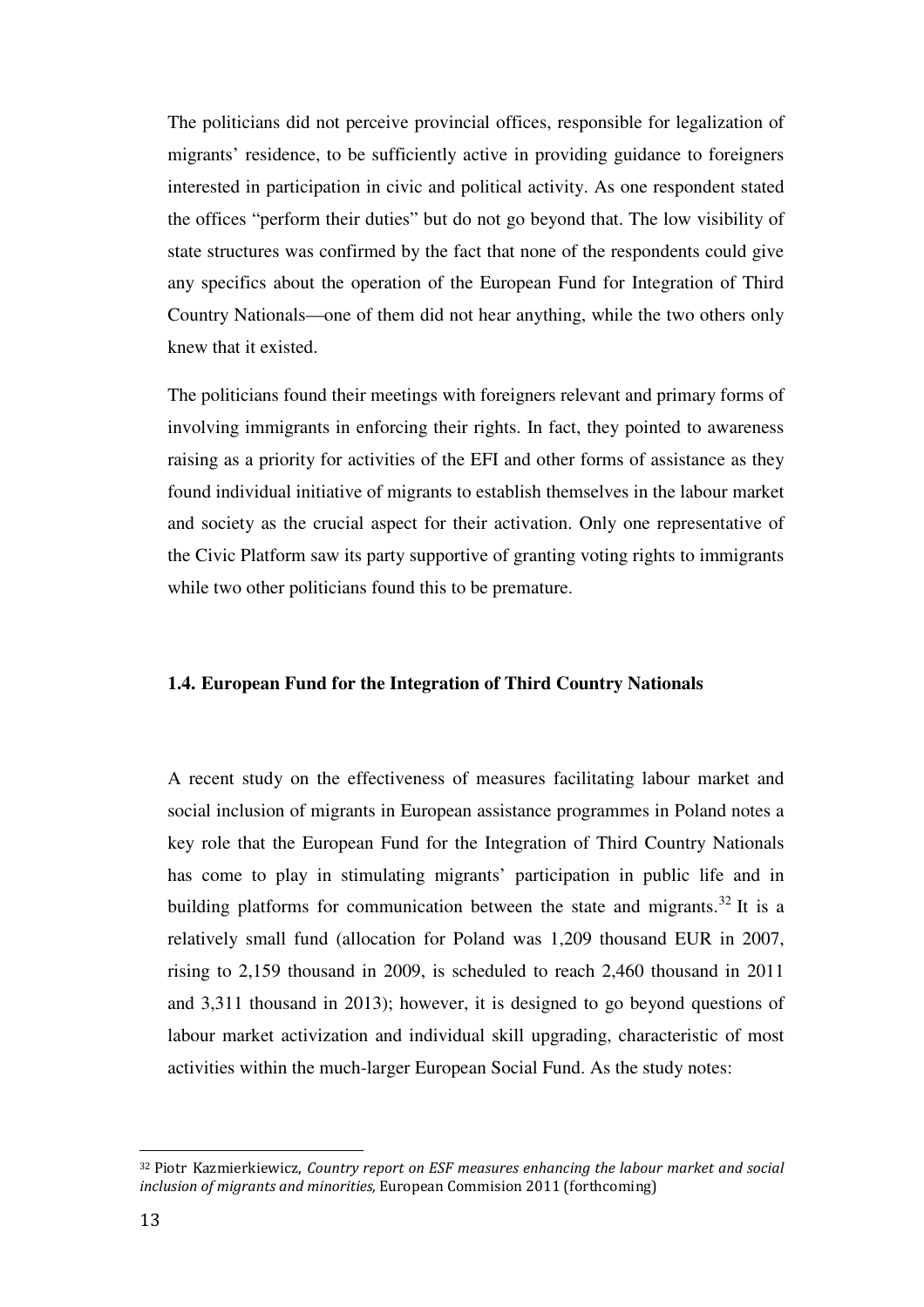The politicians did not perceive provincial offices, responsible for legalization of migrants' residence, to be sufficiently active in providing guidance to foreigners interested in participation in civic and political activity. As one respondent stated the offices "perform their duties" but do not go beyond that. The low visibility of state structures was confirmed by the fact that none of the respondents could give any specifics about the operation of the European Fund for Integration of Third Country Nationals—one of them did not hear anything, while the two others only knew that it existed.

The politicians found their meetings with foreigners relevant and primary forms of involving immigrants in enforcing their rights. In fact, they pointed to awareness raising as a priority for activities of the EFI and other forms of assistance as they found individual initiative of migrants to establish themselves in the labour market and society as the crucial aspect for their activation. Only one representative of the Civic Platform saw its party supportive of granting voting rights to immigrants while two other politicians found this to be premature.

### 1.4. European Fund for the Integration of Third Country Nationals

A recent study on the effectiveness of measures facilitating labour market and social inclusion of migrants in European assistance programmes in Poland notes a key role that the European Fund for the Integration of Third Country Nationals has come to play in stimulating migrants' participation in public life and in building platforms for communication between the state and migrants.[32] It is a relatively small fund (allocation for Poland was 1,209 thousand EUR in 2007, rising to 2,159 thousand in 2009, is scheduled to reach 2,460 thousand in 2011 and 3,311 thousand in 2013); however, it is designed to go beyond questions of labour market activization and individual skill upgrading, characteristic of most activities within the much-larger European Social Fund. As the study notes:

---

[32] Piotr Kazmierkiewicz, *Country report on ESF measures enhancing the labour market and social inclusion of migrants and minorities,* European Commision 2011 (forthcoming)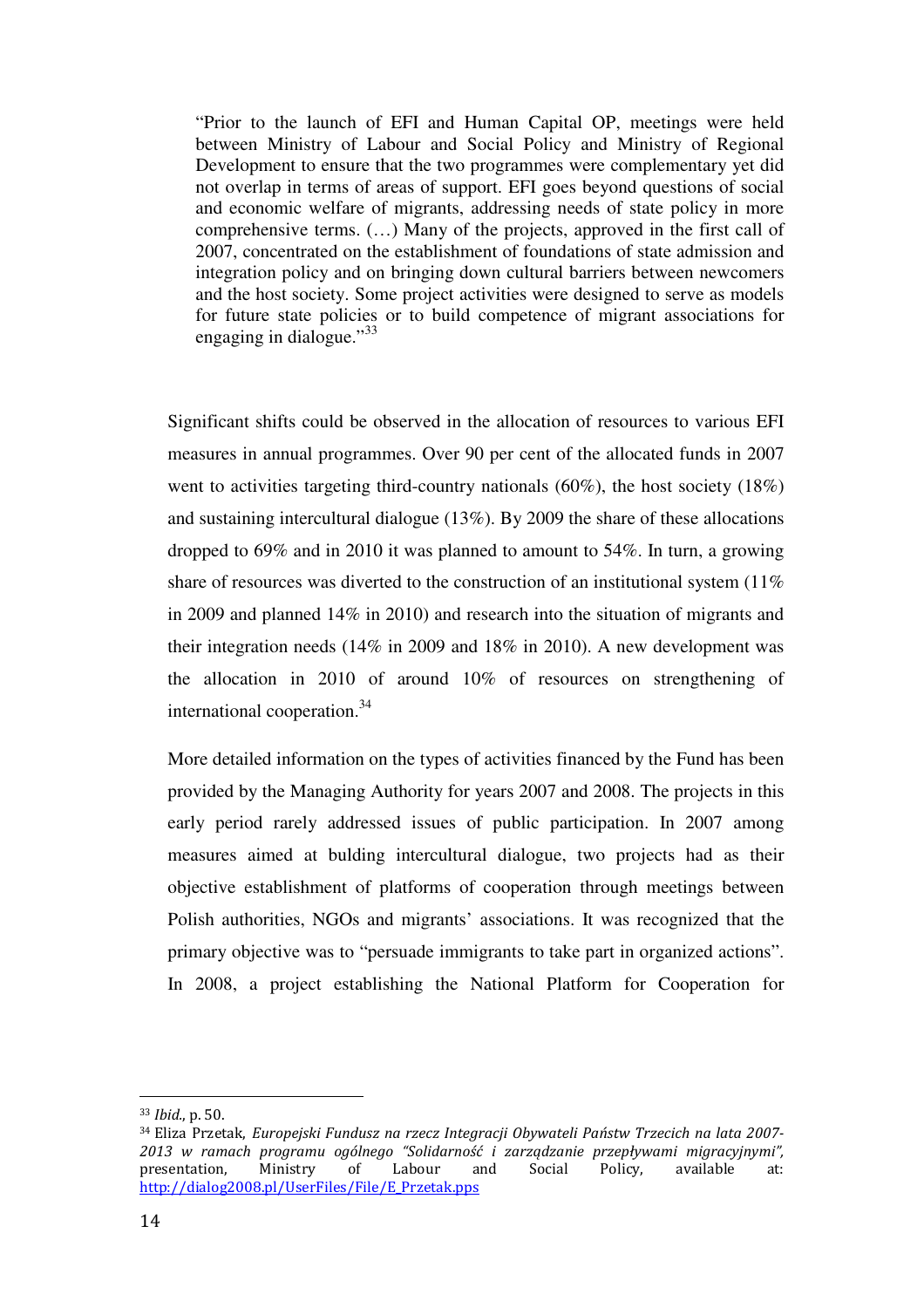> "Prior to the launch of EFI and Human Capital OP, meetings were held between Ministry of Labour and Social Policy and Ministry of Regional Development to ensure that the two programmes were complementary yet did not overlap in terms of areas of support. EFI goes beyond questions of social and economic welfare of migrants, addressing needs of state policy in more comprehensive terms. (…) Many of the projects, approved in the first call of 2007, concentrated on the establishment of foundations of state admission and integration policy and on bringing down cultural barriers between newcomers and the host society. Some project activities were designed to serve as models for future state policies or to build competence of migrant associations for engaging in dialogue."[33]

Significant shifts could be observed in the allocation of resources to various EFI measures in annual programmes. Over 90 per cent of the allocated funds in 2007 went to activities targeting third-country nationals (60%), the host society (18%) and sustaining intercultural dialogue (13%). By 2009 the share of these allocations dropped to 69% and in 2010 it was planned to amount to 54%. In turn, a growing share of resources was diverted to the construction of an institutional system (11% in 2009 and planned 14% in 2010) and research into the situation of migrants and their integration needs (14% in 2009 and 18% in 2010). A new development was the allocation in 2010 of around 10% of resources on strengthening of international cooperation.[34]

More detailed information on the types of activities financed by the Fund has been provided by the Managing Authority for years 2007 and 2008. The projects in this early period rarely addressed issues of public participation. In 2007 among measures aimed at bulding intercultural dialogue, two projects had as their objective establishment of platforms of cooperation through meetings between Polish authorities, NGOs and migrants' associations. It was recognized that the primary objective was to "persuade immigrants to take part in organized actions". In 2008, a project establishing the National Platform for Cooperation for

---

[33] *Ibid.*, p. 50.

[34] Eliza Przetak, *Europejski Fundusz na rzecz Integracji Obywateli Państw Trzecich na lata 2007-2013 w ramach programu ogólnego "Solidarność i zarządzanie przepływami migracyjnymi"*, presentation, Ministry of Labour and Social Policy, available at: http://dialog2008.pl/UserFiles/File/E_Przetak.pps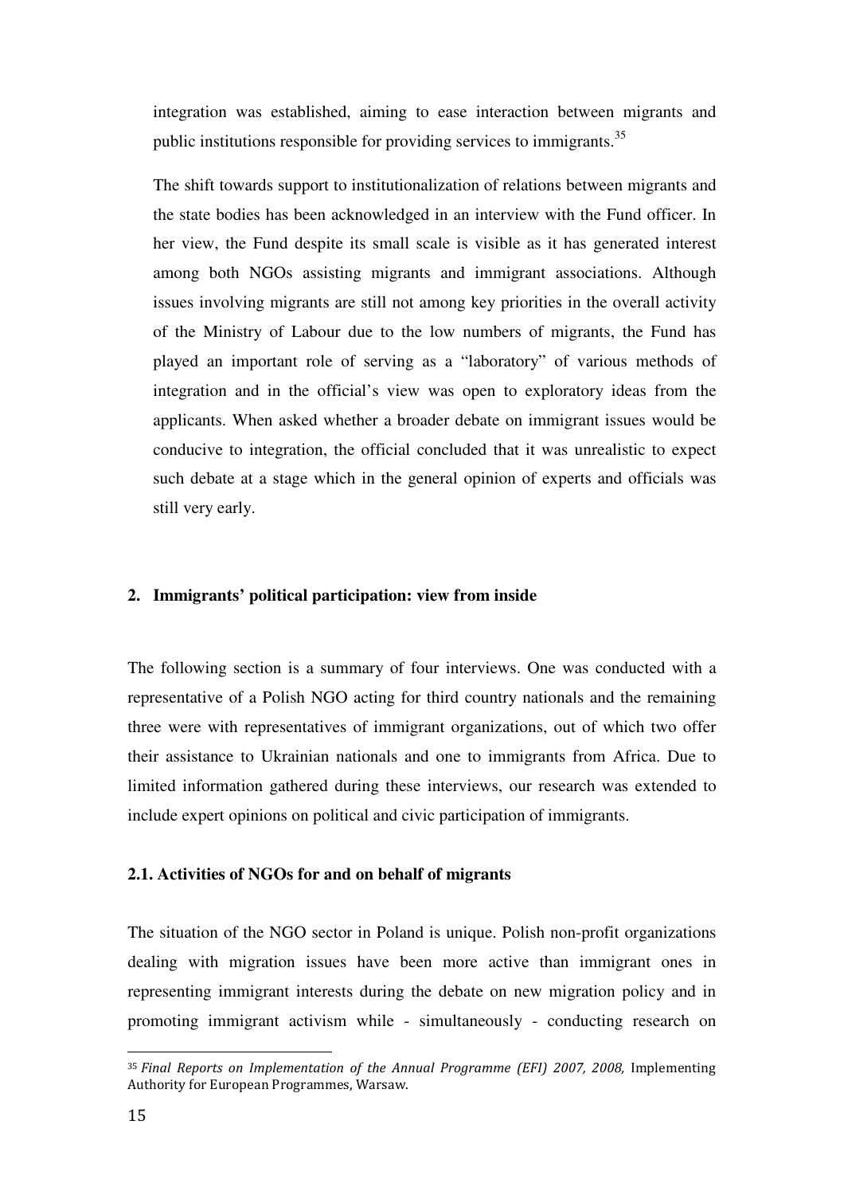integration was established, aiming to ease interaction between migrants and public institutions responsible for providing services to immigrants.[35]

The shift towards support to institutionalization of relations between migrants and the state bodies has been acknowledged in an interview with the Fund officer. In her view, the Fund despite its small scale is visible as it has generated interest among both NGOs assisting migrants and immigrant associations. Although issues involving migrants are still not among key priorities in the overall activity of the Ministry of Labour due to the low numbers of migrants, the Fund has played an important role of serving as a "laboratory" of various methods of integration and in the official's view was open to exploratory ideas from the applicants. When asked whether a broader debate on immigrant issues would be conducive to integration, the official concluded that it was unrealistic to expect such debate at a stage which in the general opinion of experts and officials was still very early.

## 2. Immigrants' political participation: view from inside

The following section is a summary of four interviews. One was conducted with a representative of a Polish NGO acting for third country nationals and the remaining three were with representatives of immigrant organizations, out of which two offer their assistance to Ukrainian nationals and one to immigrants from Africa. Due to limited information gathered during these interviews, our research was extended to include expert opinions on political and civic participation of immigrants.

### 2.1. Activities of NGOs for and on behalf of migrants

The situation of the NGO sector in Poland is unique. Polish non-profit organizations dealing with migration issues have been more active than immigrant ones in representing immigrant interests during the debate on new migration policy and in promoting immigrant activism while - simultaneously - conducting research on

[35] *Final Reports on Implementation of the Annual Programme (EFI) 2007, 2008,* Implementing Authority for European Programmes, Warsaw.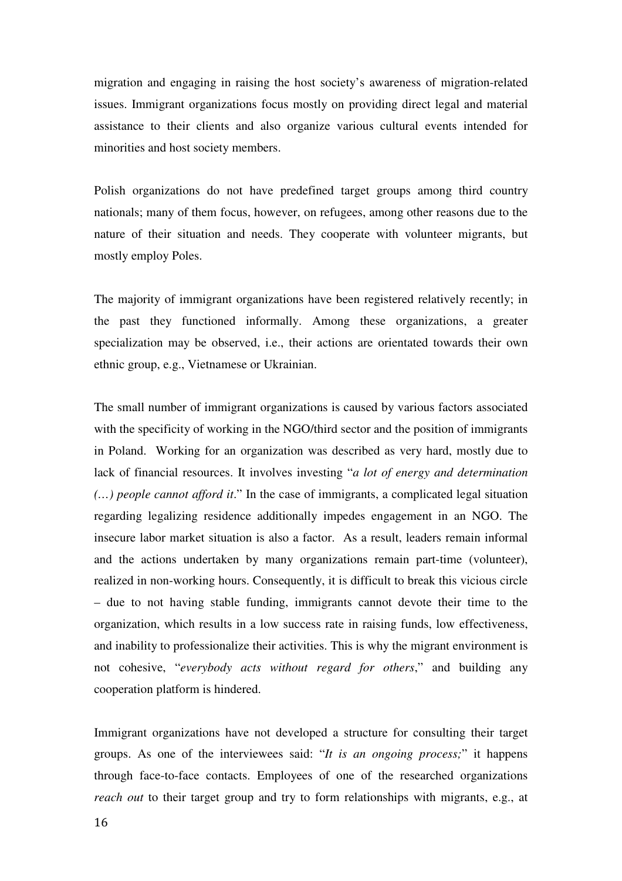migration and engaging in raising the host society's awareness of migration-related issues. Immigrant organizations focus mostly on providing direct legal and material assistance to their clients and also organize various cultural events intended for minorities and host society members.

Polish organizations do not have predefined target groups among third country nationals; many of them focus, however, on refugees, among other reasons due to the nature of their situation and needs. They cooperate with volunteer migrants, but mostly employ Poles.

The majority of immigrant organizations have been registered relatively recently; in the past they functioned informally. Among these organizations, a greater specialization may be observed, i.e., their actions are orientated towards their own ethnic group, e.g., Vietnamese or Ukrainian.

The small number of immigrant organizations is caused by various factors associated with the specificity of working in the NGO/third sector and the position of immigrants in Poland. Working for an organization was described as very hard, mostly due to lack of financial resources. It involves investing "*a lot of energy and determination (…) people cannot afford it*." In the case of immigrants, a complicated legal situation regarding legalizing residence additionally impedes engagement in an NGO. The insecure labor market situation is also a factor. As a result, leaders remain informal and the actions undertaken by many organizations remain part-time (volunteer), realized in non-working hours. Consequently, it is difficult to break this vicious circle – due to not having stable funding, immigrants cannot devote their time to the organization, which results in a low success rate in raising funds, low effectiveness, and inability to professionalize their activities. This is why the migrant environment is not cohesive, "*everybody acts without regard for others*," and building any cooperation platform is hindered.

Immigrant organizations have not developed a structure for consulting their target groups. As one of the interviewees said: "*It is an ongoing process;*" it happens through face-to-face contacts. Employees of one of the researched organizations *reach out* to their target group and try to form relationships with migrants, e.g., at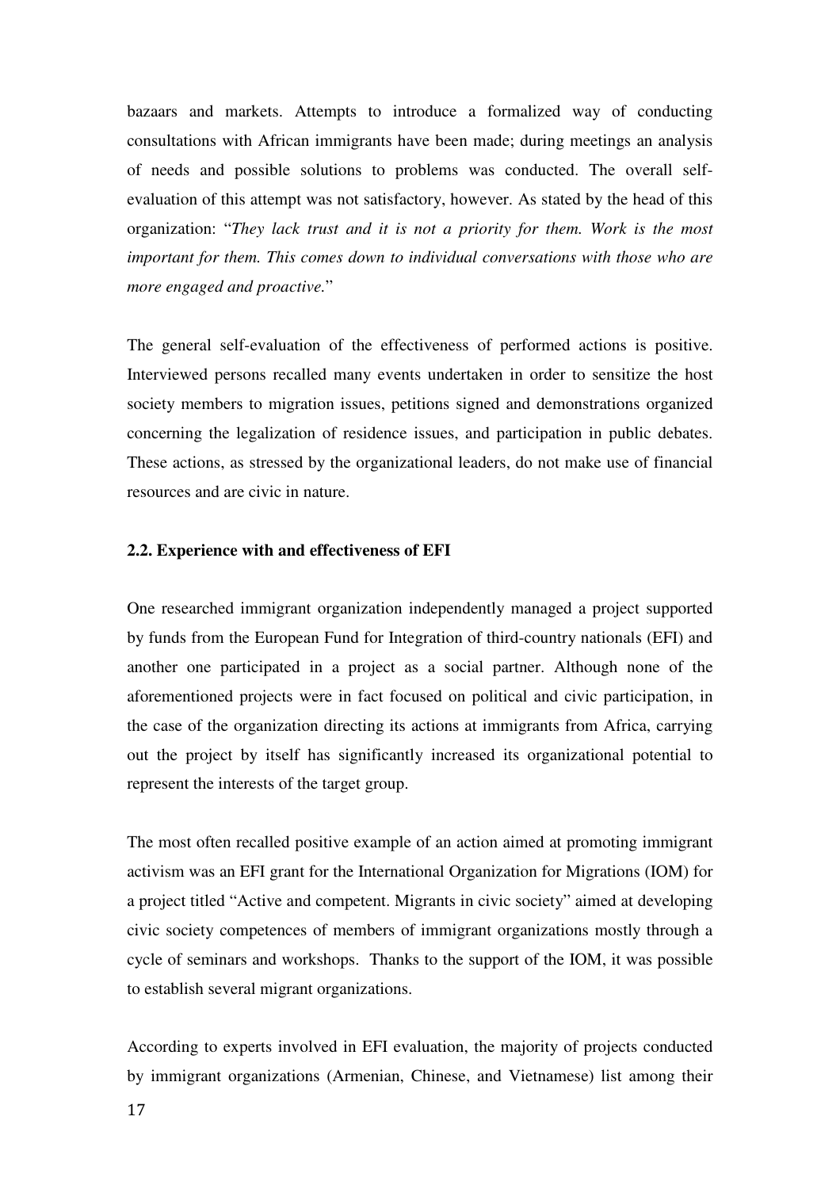bazaars and markets. Attempts to introduce a formalized way of conducting consultations with African immigrants have been made; during meetings an analysis of needs and possible solutions to problems was conducted. The overall self-evaluation of this attempt was not satisfactory, however. As stated by the head of this organization: "*They lack trust and it is not a priority for them. Work is the most important for them. This comes down to individual conversations with those who are more engaged and proactive.*"

The general self-evaluation of the effectiveness of performed actions is positive. Interviewed persons recalled many events undertaken in order to sensitize the host society members to migration issues, petitions signed and demonstrations organized concerning the legalization of residence issues, and participation in public debates. These actions, as stressed by the organizational leaders, do not make use of financial resources and are civic in nature.

**2.2. Experience with and effectiveness of EFI**

One researched immigrant organization independently managed a project supported by funds from the European Fund for Integration of third-country nationals (EFI) and another one participated in a project as a social partner. Although none of the aforementioned projects were in fact focused on political and civic participation, in the case of the organization directing its actions at immigrants from Africa, carrying out the project by itself has significantly increased its organizational potential to represent the interests of the target group.

The most often recalled positive example of an action aimed at promoting immigrant activism was an EFI grant for the International Organization for Migrations (IOM) for a project titled "Active and competent. Migrants in civic society" aimed at developing civic society competences of members of immigrant organizations mostly through a cycle of seminars and workshops. Thanks to the support of the IOM, it was possible to establish several migrant organizations.

According to experts involved in EFI evaluation, the majority of projects conducted by immigrant organizations (Armenian, Chinese, and Vietnamese) list among their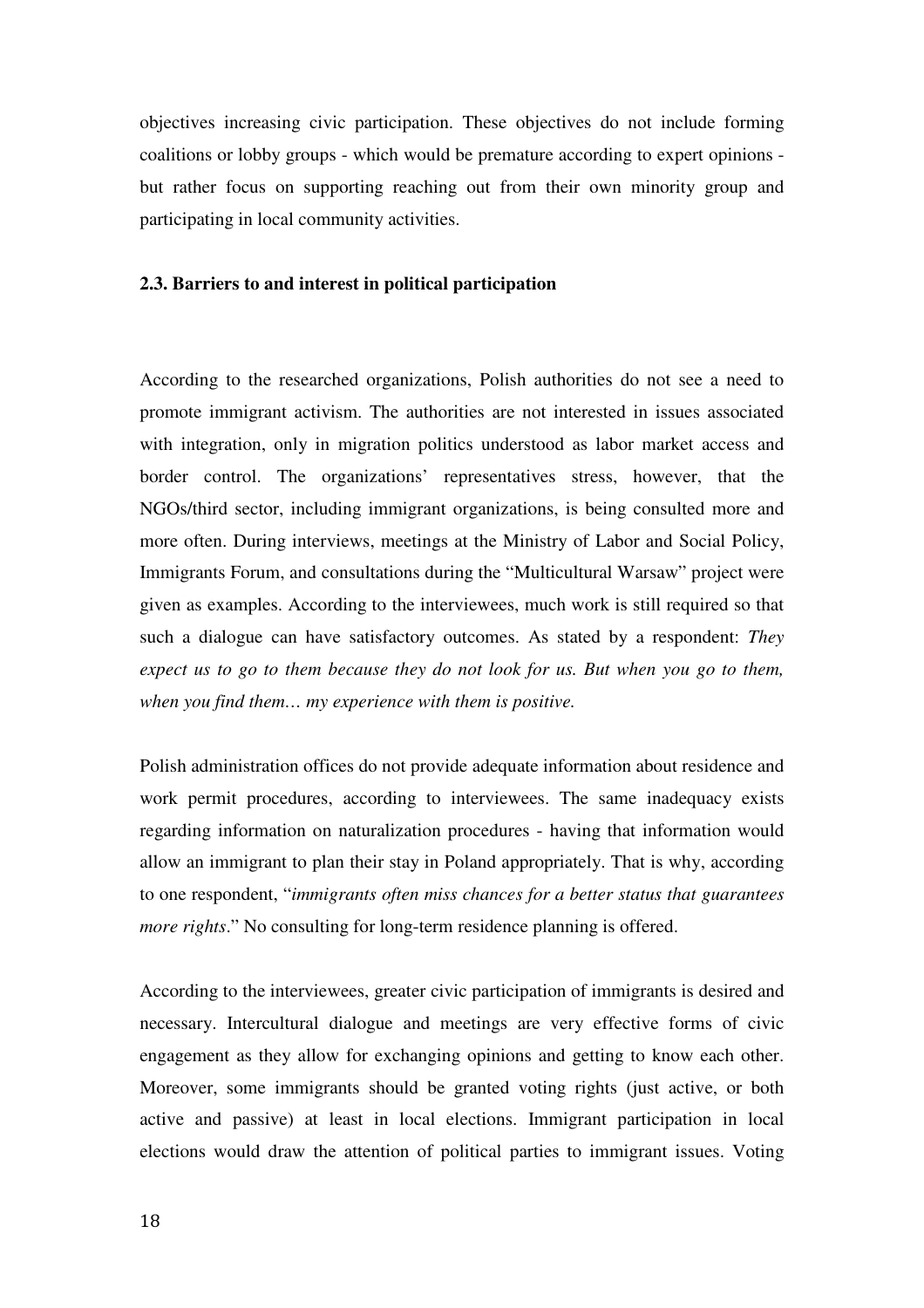objectives increasing civic participation. These objectives do not include forming coalitions or lobby groups - which would be premature according to expert opinions - but rather focus on supporting reaching out from their own minority group and participating in local community activities.

### 2.3. Barriers to and interest in political participation

According to the researched organizations, Polish authorities do not see a need to promote immigrant activism. The authorities are not interested in issues associated with integration, only in migration politics understood as labor market access and border control. The organizations' representatives stress, however, that the NGOs/third sector, including immigrant organizations, is being consulted more and more often. During interviews, meetings at the Ministry of Labor and Social Policy, Immigrants Forum, and consultations during the "Multicultural Warsaw" project were given as examples. According to the interviewees, much work is still required so that such a dialogue can have satisfactory outcomes. As stated by a respondent: *They expect us to go to them because they do not look for us. But when you go to them, when you find them… my experience with them is positive.*

Polish administration offices do not provide adequate information about residence and work permit procedures, according to interviewees. The same inadequacy exists regarding information on naturalization procedures - having that information would allow an immigrant to plan their stay in Poland appropriately. That is why, according to one respondent, "*immigrants often miss chances for a better status that guarantees more rights*." No consulting for long-term residence planning is offered.

According to the interviewees, greater civic participation of immigrants is desired and necessary. Intercultural dialogue and meetings are very effective forms of civic engagement as they allow for exchanging opinions and getting to know each other. Moreover, some immigrants should be granted voting rights (just active, or both active and passive) at least in local elections. Immigrant participation in local elections would draw the attention of political parties to immigrant issues. Voting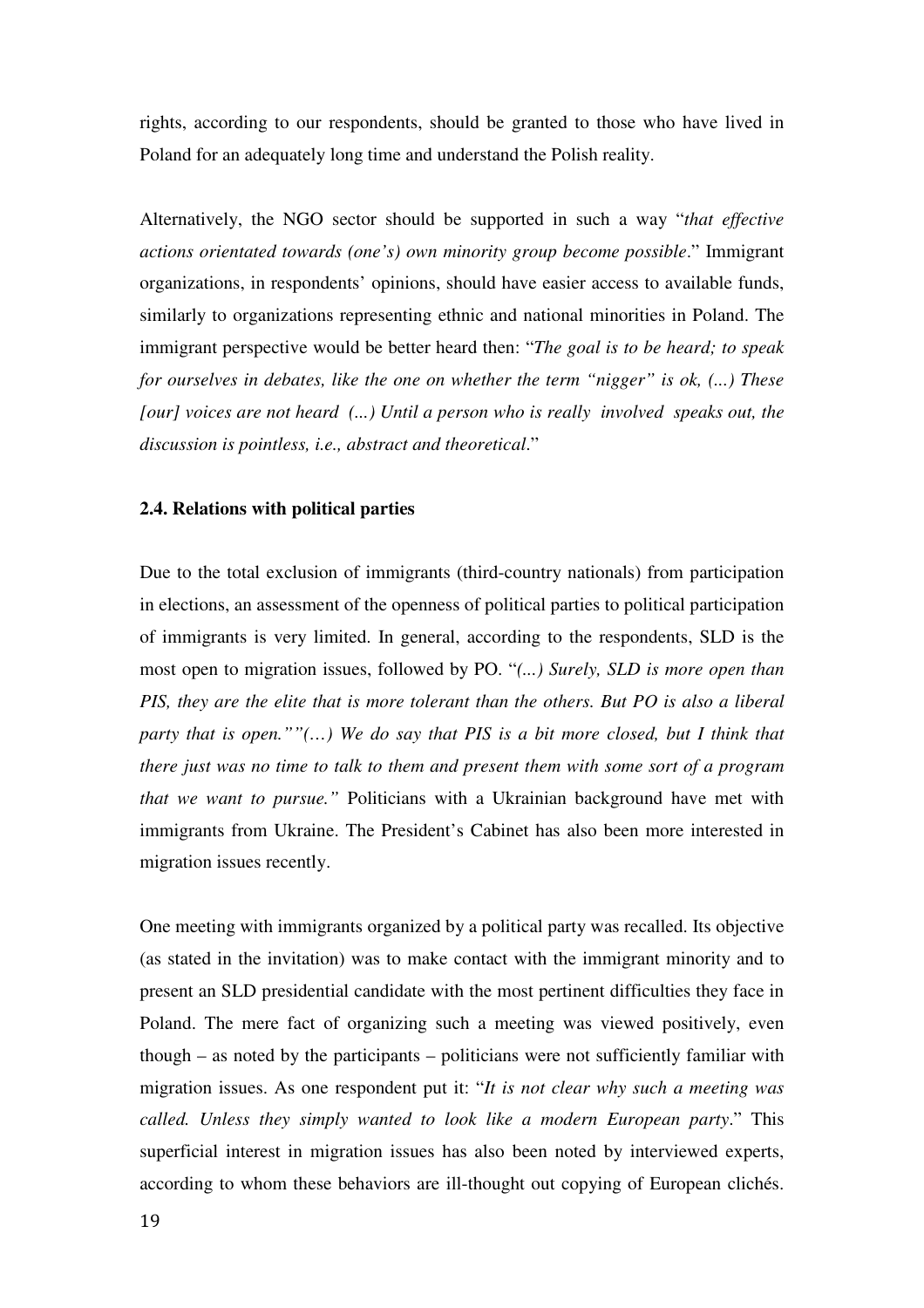rights, according to our respondents, should be granted to those who have lived in Poland for an adequately long time and understand the Polish reality.

Alternatively, the NGO sector should be supported in such a way "*that effective actions orientated towards (one's) own minority group become possible*." Immigrant organizations, in respondents' opinions, should have easier access to available funds, similarly to organizations representing ethnic and national minorities in Poland. The immigrant perspective would be better heard then: "*The goal is to be heard; to speak for ourselves in debates, like the one on whether the term "nigger" is ok, (...) These [our] voices are not heard (...) Until a person who is really involved speaks out, the discussion is pointless, i.e., abstract and theoretical*."

**2.4. Relations with political parties**

Due to the total exclusion of immigrants (third-country nationals) from participation in elections, an assessment of the openness of political parties to political participation of immigrants is very limited. In general, according to the respondents, SLD is the most open to migration issues, followed by PO. "*(...) Surely, SLD is more open than PIS, they are the elite that is more tolerant than the others. But PO is also a liberal party that is open.""(…) We do say that PIS is a bit more closed, but I think that there just was no time to talk to them and present them with some sort of a program that we want to pursue."* Politicians with a Ukrainian background have met with immigrants from Ukraine. The President's Cabinet has also been more interested in migration issues recently.

One meeting with immigrants organized by a political party was recalled. Its objective (as stated in the invitation) was to make contact with the immigrant minority and to present an SLD presidential candidate with the most pertinent difficulties they face in Poland. The mere fact of organizing such a meeting was viewed positively, even though – as noted by the participants – politicians were not sufficiently familiar with migration issues. As one respondent put it: "*It is not clear why such a meeting was called. Unless they simply wanted to look like a modern European party*." This superficial interest in migration issues has also been noted by interviewed experts, according to whom these behaviors are ill-thought out copying of European clichés.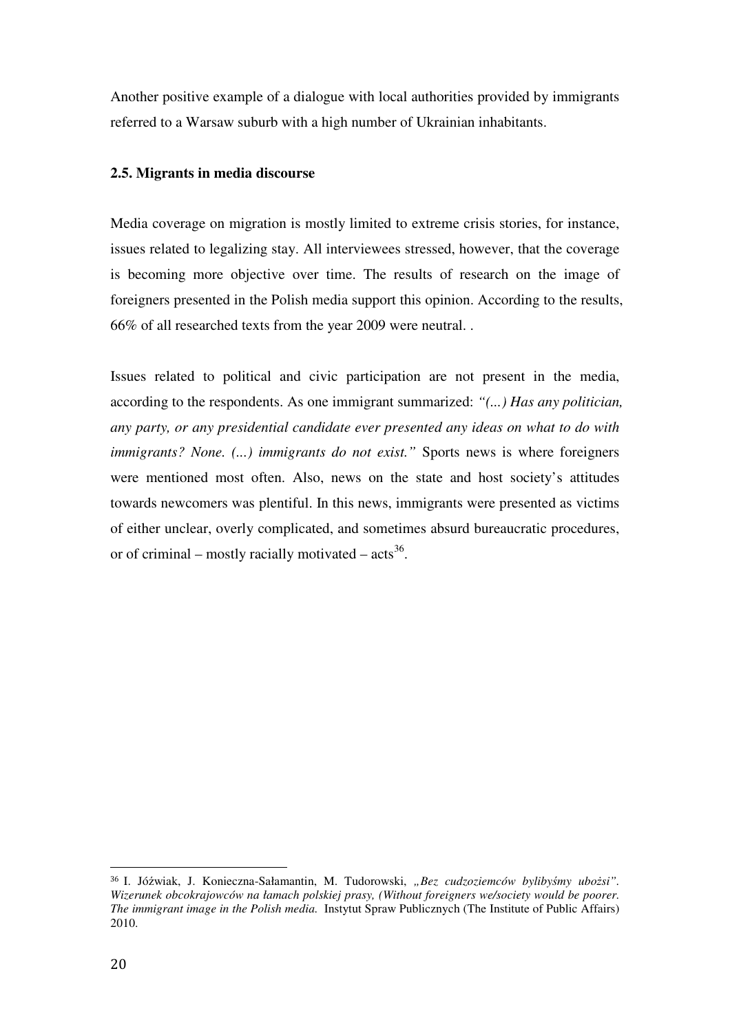Another positive example of a dialogue with local authorities provided by immigrants referred to a Warsaw suburb with a high number of Ukrainian inhabitants.

### 2.5. Migrants in media discourse

Media coverage on migration is mostly limited to extreme crisis stories, for instance, issues related to legalizing stay. All interviewees stressed, however, that the coverage is becoming more objective over time. The results of research on the image of foreigners presented in the Polish media support this opinion. According to the results, 66% of all researched texts from the year 2009 were neutral. .

Issues related to political and civic participation are not present in the media, according to the respondents. As one immigrant summarized: *"(...) Has any politician, any party, or any presidential candidate ever presented any ideas on what to do with immigrants? None. (...) immigrants do not exist."* Sports news is where foreigners were mentioned most often. Also, news on the state and host society's attitudes towards newcomers was plentiful. In this news, immigrants were presented as victims of either unclear, overly complicated, and sometimes absurd bureaucratic procedures, or of criminal – mostly racially motivated – acts[36].

---

[36] I. Jóźwiak, J. Konieczna-Sałamantin, M. Tudorowski, *„Bez cudzoziemców bylibyśmy ubożsi". Wizerunek obcokrajowców na łamach polskiej prasy, (Without foreigners we/society would be poorer. The immigrant image in the Polish media.* Instytut Spraw Publicznych (The Institute of Public Affairs) 2010.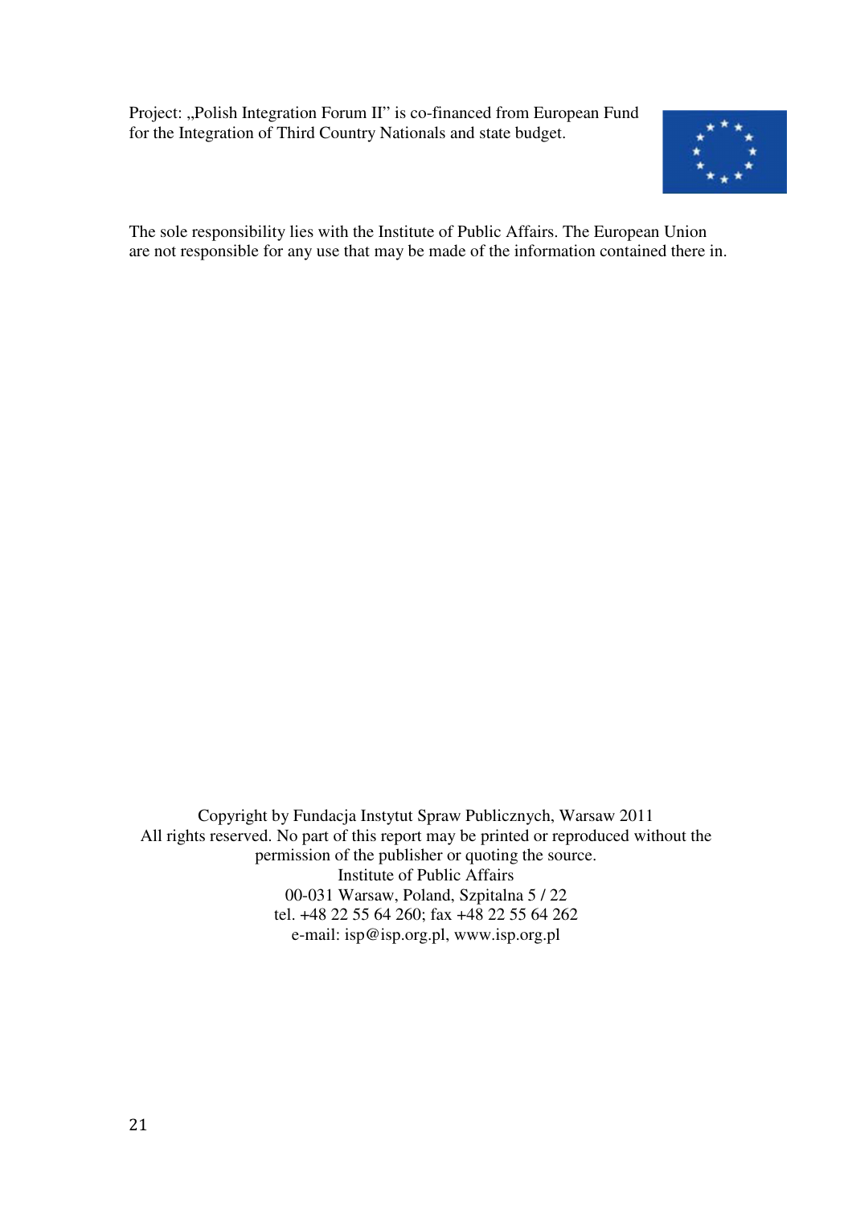Project: „Polish Integration Forum II" is co-financed from European Fund for the Integration of Third Country Nationals and state budget.

The sole responsibility lies with the Institute of Public Affairs. The European Union are not responsible for any use that may be made of the information contained there in.

Copyright by Fundacja Instytut Spraw Publicznych, Warsaw 2011
All rights reserved. No part of this report may be printed or reproduced without the permission of the publisher or quoting the source.
Institute of Public Affairs
00-031 Warsaw, Poland, Szpitalna 5 / 22
tel. +48 22 55 64 260; fax +48 22 55 64 262
e-mail: isp@isp.org.pl, www.isp.org.pl